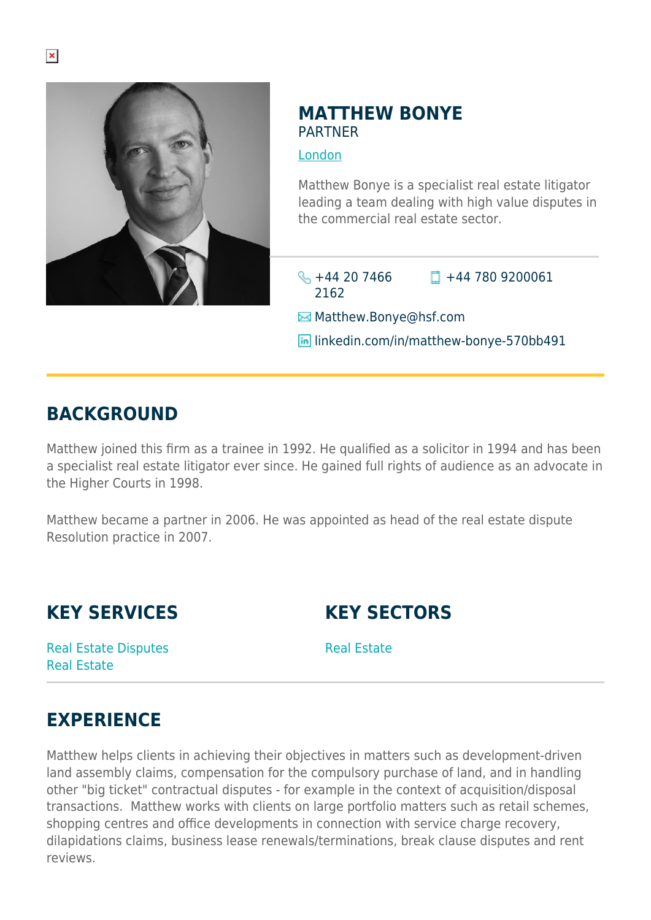# MATTHEW BONYE

PARTNER

London

Matthew Bonye is a specialist real estate litigator leading a team dealing with high value disputes in the commercial real estate sector.

+44 20 7466 2162

+44 780 9200061

Matthew.Bonye@hsf.com

linkedin.com/in/matthew-bonye-570bb491

## BACKGROUND

Matthew joined this firm as a trainee in 1992. He qualified as a solicitor in 1994 and has been a specialist real estate litigator ever since. He gained full rights of audience as an advocate in the Higher Courts in 1998.

Matthew became a partner in 2006. He was appointed as head of the real estate dispute Resolution practice in 2007.

## KEY SERVICES

Real Estate Disputes
Real Estate

## KEY SECTORS

Real Estate

## EXPERIENCE

Matthew helps clients in achieving their objectives in matters such as development-driven land assembly claims, compensation for the compulsory purchase of land, and in handling other "big ticket" contractual disputes - for example in the context of acquisition/disposal transactions. Matthew works with clients on large portfolio matters such as retail schemes, shopping centres and office developments in connection with service charge recovery, dilapidations claims, business lease renewals/terminations, break clause disputes and rent reviews.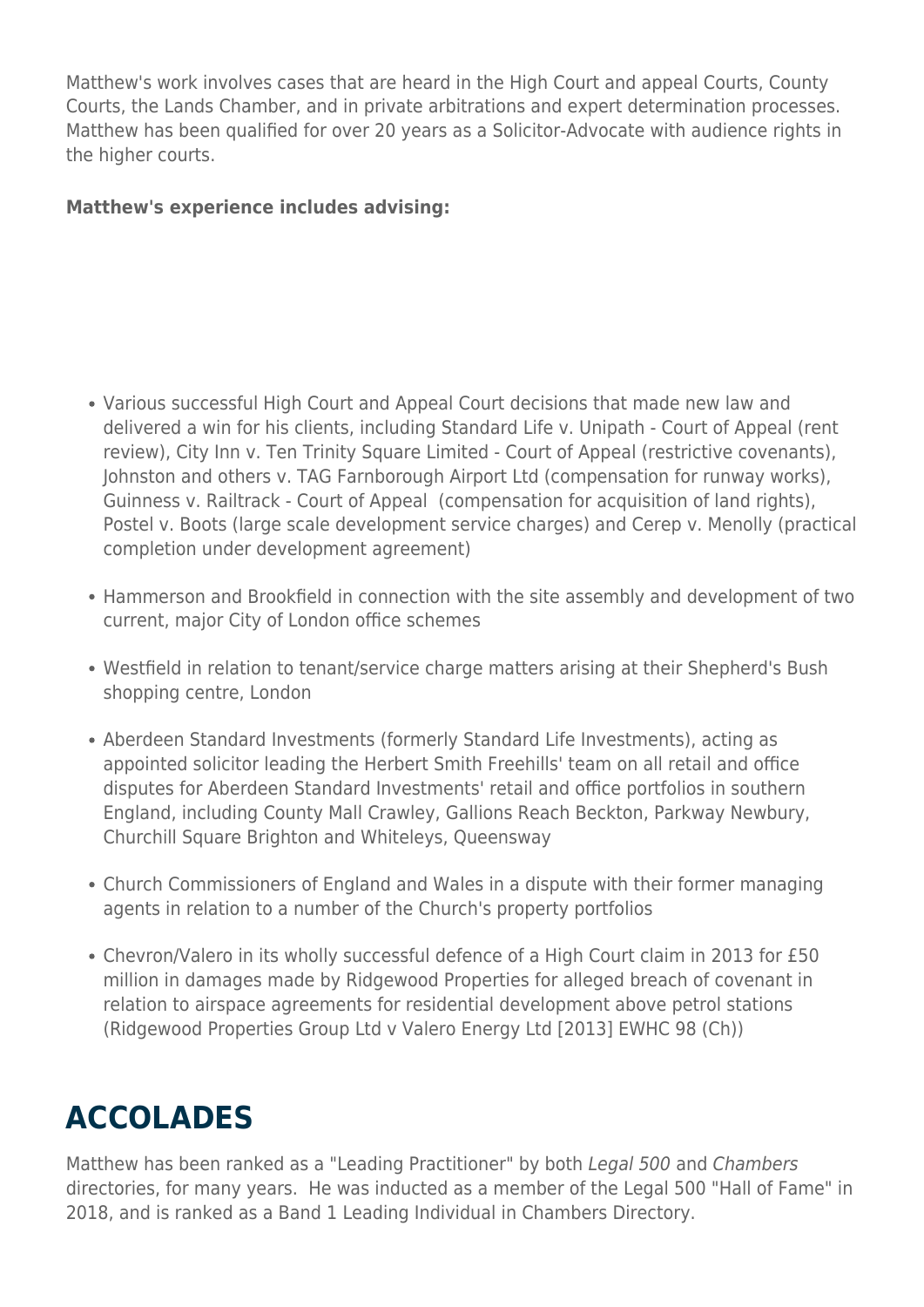Matthew's work involves cases that are heard in the High Court and appeal Courts, County Courts, the Lands Chamber, and in private arbitrations and expert determination processes. Matthew has been qualified for over 20 years as a Solicitor-Advocate with audience rights in the higher courts.

**Matthew's experience includes advising:**

- Various successful High Court and Appeal Court decisions that made new law and delivered a win for his clients, including Standard Life v. Unipath - Court of Appeal (rent review), City Inn v. Ten Trinity Square Limited - Court of Appeal (restrictive covenants), Johnston and others v. TAG Farnborough Airport Ltd (compensation for runway works), Guinness v. Railtrack - Court of Appeal (compensation for acquisition of land rights), Postel v. Boots (large scale development service charges) and Cerep v. Menolly (practical completion under development agreement)

- Hammerson and Brookfield in connection with the site assembly and development of two current, major City of London office schemes

- Westfield in relation to tenant/service charge matters arising at their Shepherd's Bush shopping centre, London

- Aberdeen Standard Investments (formerly Standard Life Investments), acting as appointed solicitor leading the Herbert Smith Freehills' team on all retail and office disputes for Aberdeen Standard Investments' retail and office portfolios in southern England, including County Mall Crawley, Gallions Reach Beckton, Parkway Newbury, Churchill Square Brighton and Whiteleys, Queensway

- Church Commissioners of England and Wales in a dispute with their former managing agents in relation to a number of the Church's property portfolios

- Chevron/Valero in its wholly successful defence of a High Court claim in 2013 for £50 million in damages made by Ridgewood Properties for alleged breach of covenant in relation to airspace agreements for residential development above petrol stations (Ridgewood Properties Group Ltd v Valero Energy Ltd [2013] EWHC 98 (Ch))

## ACCOLADES

Matthew has been ranked as a "Leading Practitioner" by both *Legal 500* and *Chambers* directories, for many years. He was inducted as a member of the Legal 500 "Hall of Fame" in 2018, and is ranked as a Band 1 Leading Individual in Chambers Directory.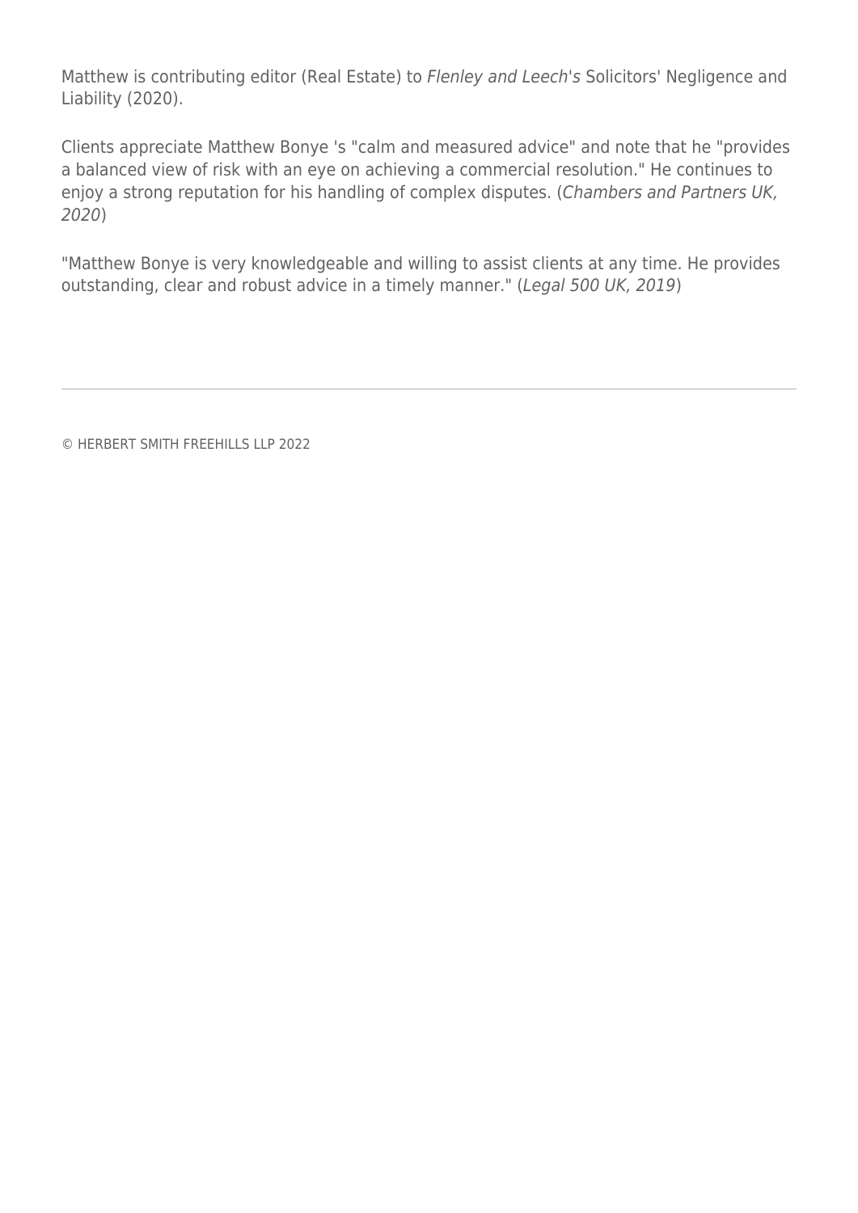Matthew is contributing editor (Real Estate) to *Flenley and Leech's* Solicitors' Negligence and Liability (2020).

Clients appreciate Matthew Bonye 's "calm and measured advice" and note that he "provides a balanced view of risk with an eye on achieving a commercial resolution." He continues to enjoy a strong reputation for his handling of complex disputes. (*Chambers and Partners UK, 2020*)

"Matthew Bonye is very knowledgeable and willing to assist clients at any time. He provides outstanding, clear and robust advice in a timely manner." (*Legal 500 UK, 2019*)

---

© HERBERT SMITH FREEHILLS LLP 2022